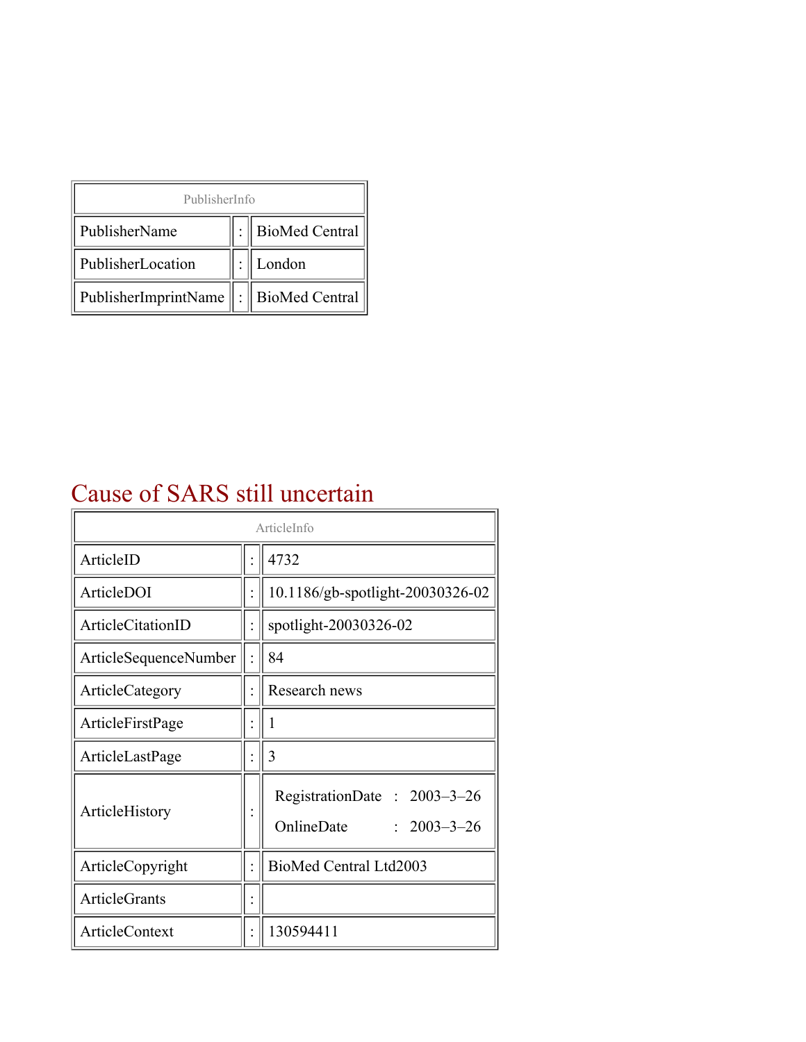| PublisherInfo | | |
|---|---|---|
| PublisherName | : | BioMed Central |
| PublisherLocation | : | London |
| PublisherImprintName | : | BioMed Central |

# Cause of SARS still uncertain

| ArticleInfo | | |
|---|---|---|
| ArticleID | : | 4732 |
| ArticleDOI | : | 10.1186/gb-spotlight-20030326-02 |
| ArticleCitationID | : | spotlight-20030326-02 |
| ArticleSequenceNumber | : | 84 |
| ArticleCategory | : | Research news |
| ArticleFirstPage | : | 1 |
| ArticleLastPage | : | 3 |
| ArticleHistory | : | RegistrationDate : 2003–3–26<br>OnlineDate : 2003–3–26 |
| ArticleCopyright | : | BioMed Central Ltd2003 |
| ArticleGrants | : | |
| ArticleContext | : | 130594411 |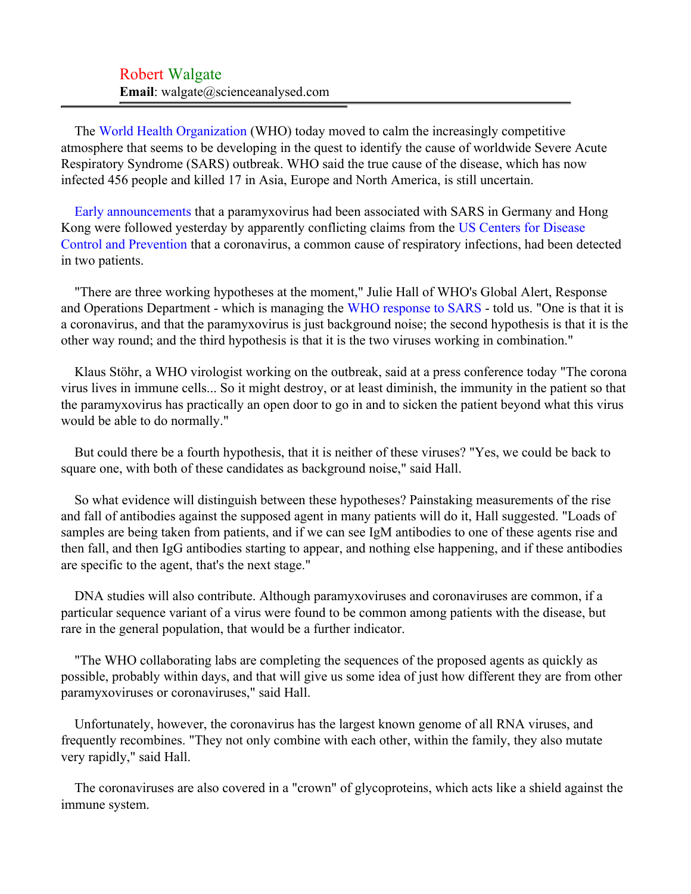Robert Walgate
**Email**: walgate@scienceanalysed.com

---

The World Health Organization (WHO) today moved to calm the increasingly competitive atmosphere that seems to be developing in the quest to identify the cause of worldwide Severe Acute Respiratory Syndrome (SARS) outbreak. WHO said the true cause of the disease, which has now infected 456 people and killed 17 in Asia, Europe and North America, is still uncertain.

Early announcements that a paramyxovirus had been associated with SARS in Germany and Hong Kong were followed yesterday by apparently conflicting claims from the US Centers for Disease Control and Prevention that a coronavirus, a common cause of respiratory infections, had been detected in two patients.

"There are three working hypotheses at the moment," Julie Hall of WHO's Global Alert, Response and Operations Department - which is managing the WHO response to SARS - told us. "One is that it is a coronavirus, and that the paramyxovirus is just background noise; the second hypothesis is that it is the other way round; and the third hypothesis is that it is the two viruses working in combination."

Klaus Stöhr, a WHO virologist working on the outbreak, said at a press conference today "The corona virus lives in immune cells... So it might destroy, or at least diminish, the immunity in the patient so that the paramyxovirus has practically an open door to go in and to sicken the patient beyond what this virus would be able to do normally."

But could there be a fourth hypothesis, that it is neither of these viruses? "Yes, we could be back to square one, with both of these candidates as background noise," said Hall.

So what evidence will distinguish between these hypotheses? Painstaking measurements of the rise and fall of antibodies against the supposed agent in many patients will do it, Hall suggested. "Loads of samples are being taken from patients, and if we can see IgM antibodies to one of these agents rise and then fall, and then IgG antibodies starting to appear, and nothing else happening, and if these antibodies are specific to the agent, that's the next stage."

DNA studies will also contribute. Although paramyxoviruses and coronaviruses are common, if a particular sequence variant of a virus were found to be common among patients with the disease, but rare in the general population, that would be a further indicator.

"The WHO collaborating labs are completing the sequences of the proposed agents as quickly as possible, probably within days, and that will give us some idea of just how different they are from other paramyxoviruses or coronaviruses," said Hall.

Unfortunately, however, the coronavirus has the largest known genome of all RNA viruses, and frequently recombines. "They not only combine with each other, within the family, they also mutate very rapidly," said Hall.

The coronaviruses are also covered in a "crown" of glycoproteins, which acts like a shield against the immune system.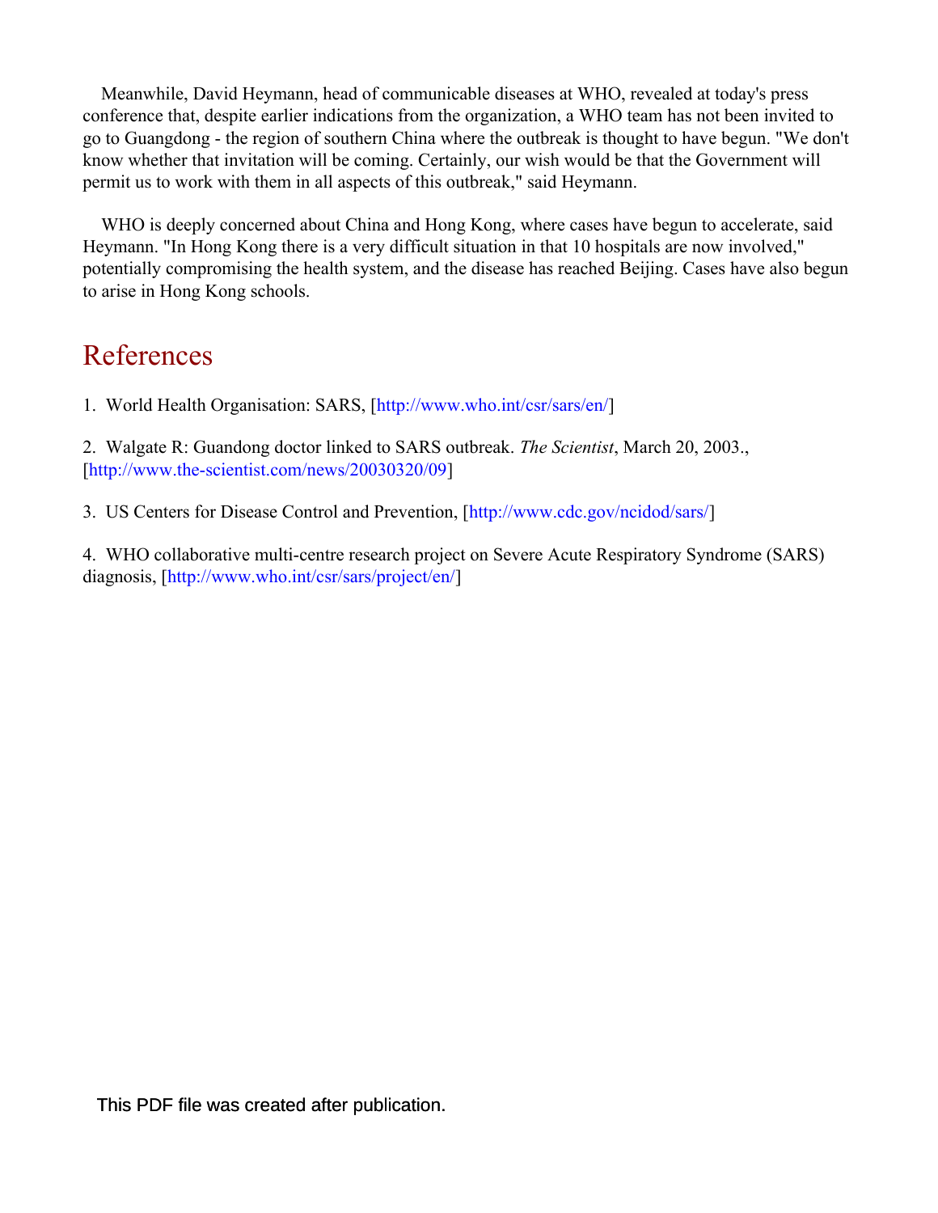Meanwhile, David Heymann, head of communicable diseases at WHO, revealed at today's press conference that, despite earlier indications from the organization, a WHO team has not been invited to go to Guangdong - the region of southern China where the outbreak is thought to have begun. "We don't know whether that invitation will be coming. Certainly, our wish would be that the Government will permit us to work with them in all aspects of this outbreak," said Heymann.

WHO is deeply concerned about China and Hong Kong, where cases have begun to accelerate, said Heymann. "In Hong Kong there is a very difficult situation in that 10 hospitals are now involved," potentially compromising the health system, and the disease has reached Beijing. Cases have also begun to arise in Hong Kong schools.

## References

1. World Health Organisation: SARS, [http://www.who.int/csr/sars/en/]

2. Walgate R: Guandong doctor linked to SARS outbreak. *The Scientist*, March 20, 2003., [http://www.the-scientist.com/news/20030320/09]

3. US Centers for Disease Control and Prevention, [http://www.cdc.gov/ncidod/sars/]

4. WHO collaborative multi-centre research project on Severe Acute Respiratory Syndrome (SARS) diagnosis, [http://www.who.int/csr/sars/project/en/]

This PDF file was created after publication.